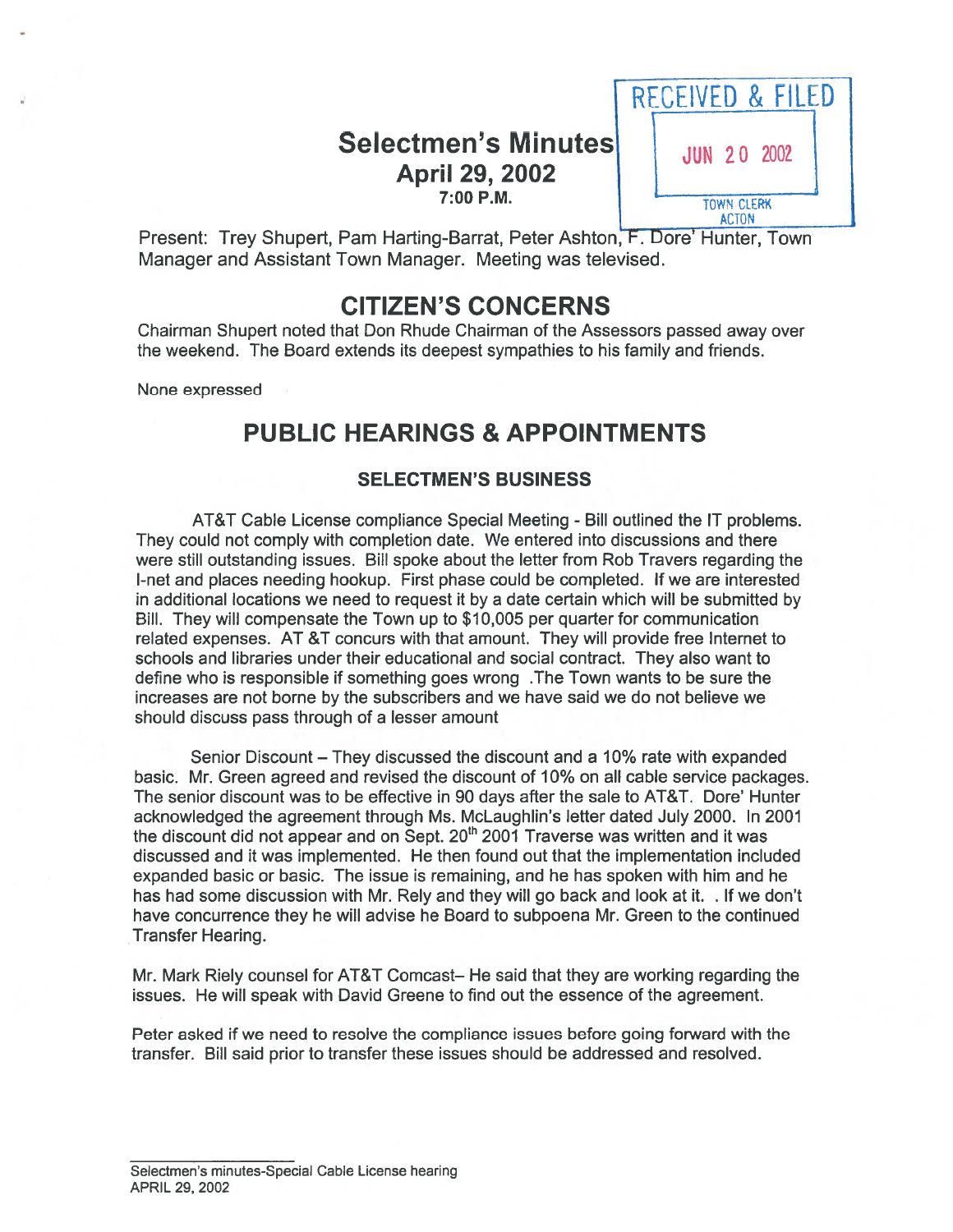# Selectmen's Minutes
## April 29, 2002
### 7:00 P.M.

RECEIVED & FILED
JUN 20 2002
TOWN CLERK
ACTON

Present: Trey Shupert, Pam Harting-Barrat, Peter Ashton, F. Dore' Hunter, Town Manager and Assistant Town Manager. Meeting was televised.

## CITIZEN'S CONCERNS

Chairman Shupert noted that Don Rhude Chairman of the Assessors passed away over the weekend. The Board extends its deepest sympathies to his family and friends.

None expressed

## PUBLIC HEARINGS & APPOINTMENTS

### SELECTMEN'S BUSINESS

AT&T Cable License compliance Special Meeting - Bill outlined the IT problems. They could not comply with completion date. We entered into discussions and there were still outstanding issues. Bill spoke about the letter from Rob Travers regarding the I-net and places needing hookup. First phase could be completed. If we are interested in additional locations we need to request it by a date certain which will be submitted by Bill. They will compensate the Town up to $10,005 per quarter for communication related expenses. AT &T concurs with that amount. They will provide free Internet to schools and libraries under their educational and social contract. They also want to define who is responsible if something goes wrong .The Town wants to be sure the increases are not borne by the subscribers and we have said we do not believe we should discuss pass through of a lesser amount

Senior Discount – They discussed the discount and a 10% rate with expanded basic. Mr. Green agreed and revised the discount of 10% on all cable service packages. The senior discount was to be effective in 90 days after the sale to AT&T. Dore' Hunter acknowledged the agreement through Ms. McLaughlin's letter dated July 2000. In 2001 the discount did not appear and on Sept. 20th 2001 Traverse was written and it was discussed and it was implemented. He then found out that the implementation included expanded basic or basic. The issue is remaining, and he has spoken with him and he has had some discussion with Mr. Rely and they will go back and look at it. . If we don't have concurrence they he will advise he Board to subpoena Mr. Green to the continued Transfer Hearing.

Mr. Mark Riely counsel for AT&T Comcast– He said that they are working regarding the issues. He will speak with David Greene to find out the essence of the agreement.

Peter asked if we need to resolve the compliance issues before going forward with the transfer. Bill said prior to transfer these issues should be addressed and resolved.

Selectmen's minutes-Special Cable License hearing
APRIL 29, 2002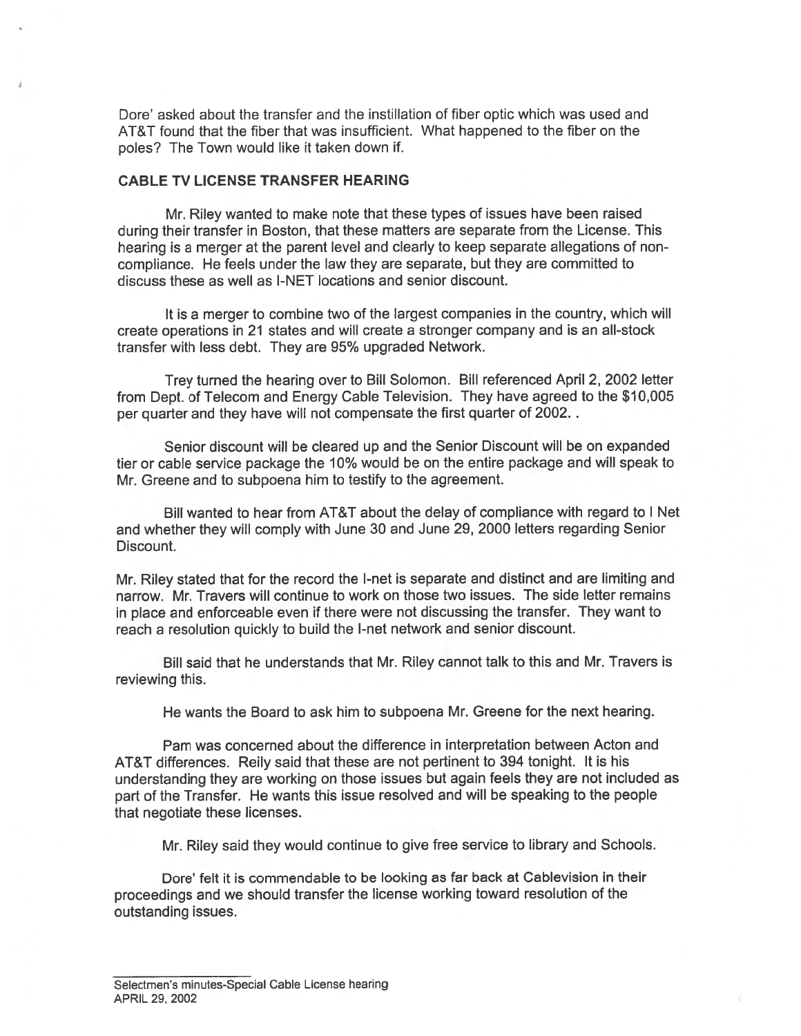Dore' asked about the transfer and the instillation of fiber optic which was used and AT&T found that the fiber that was insufficient. What happened to the fiber on the poles? The Town would like it taken down if.

## CABLE TV LICENSE TRANSFER HEARING

Mr. Riley wanted to make note that these types of issues have been raised during their transfer in Boston, that these matters are separate from the License. This hearing is a merger at the parent level and clearly to keep separate allegations of non-compliance. He feels under the law they are separate, but they are committed to discuss these as well as I-NET locations and senior discount.

It is a merger to combine two of the largest companies in the country, which will create operations in 21 states and will create a stronger company and is an all-stock transfer with less debt. They are 95% upgraded Network.

Trey turned the hearing over to Bill Solomon. Bill referenced April 2, 2002 letter from Dept. of Telecom and Energy Cable Television. They have agreed to the $10,005 per quarter and they have will not compensate the first quarter of 2002. .

Senior discount will be cleared up and the Senior Discount will be on expanded tier or cable service package the 10% would be on the entire package and will speak to Mr. Greene and to subpoena him to testify to the agreement.

Bill wanted to hear from AT&T about the delay of compliance with regard to I Net and whether they will comply with June 30 and June 29, 2000 letters regarding Senior Discount.

Mr. Riley stated that for the record the I-net is separate and distinct and are limiting and narrow. Mr. Travers will continue to work on those two issues. The side letter remains in place and enforceable even if there were not discussing the transfer. They want to reach a resolution quickly to build the I-net network and senior discount.

Bill said that he understands that Mr. Riley cannot talk to this and Mr. Travers is reviewing this.

He wants the Board to ask him to subpoena Mr. Greene for the next hearing.

Pam was concerned about the difference in interpretation between Acton and AT&T differences. Reily said that these are not pertinent to 394 tonight. It is his understanding they are working on those issues but again feels they are not included as part of the Transfer. He wants this issue resolved and will be speaking to the people that negotiate these licenses.

Mr. Riley said they would continue to give free service to library and Schools.

Dore' felt it is commendable to be looking as far back at Cablevision in their proceedings and we should transfer the license working toward resolution of the outstanding issues.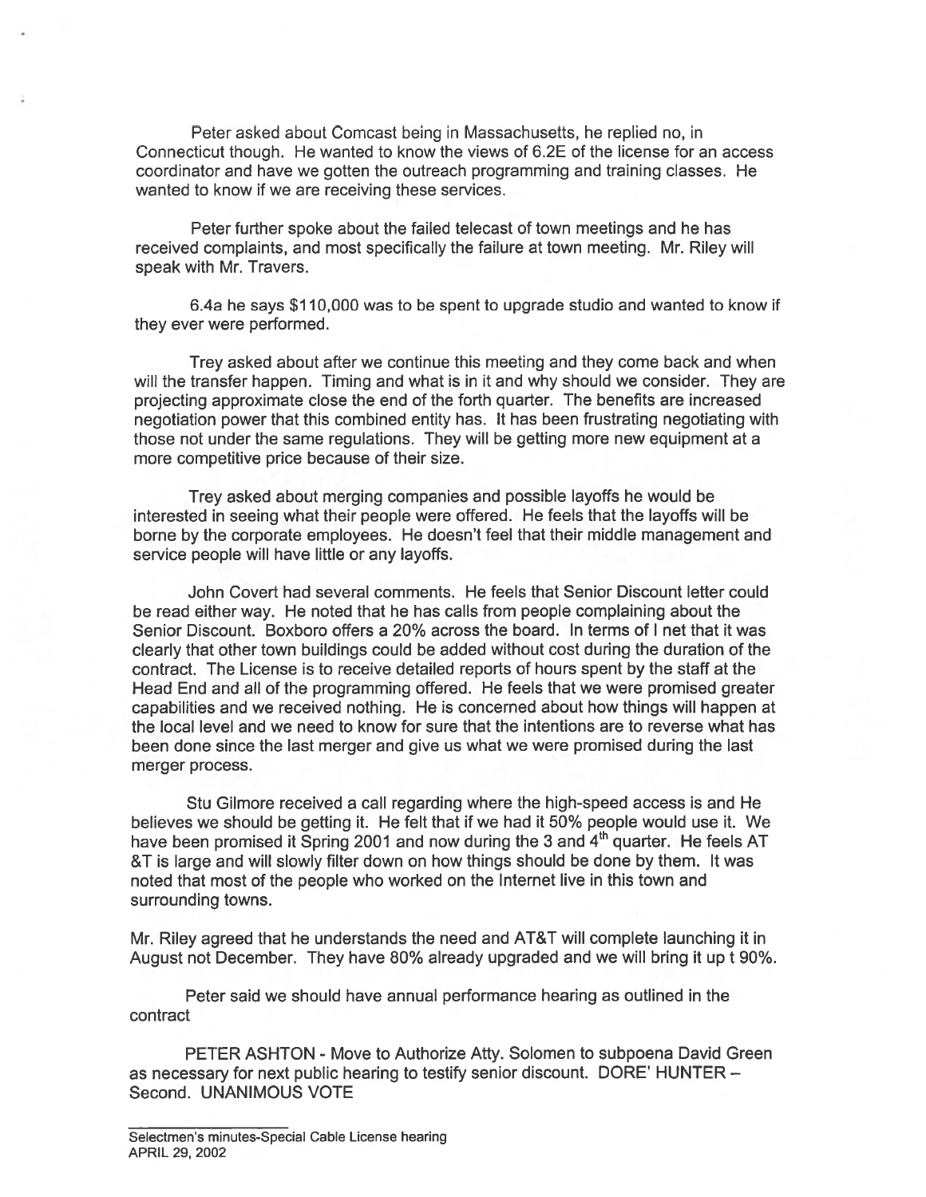Peter asked about Comcast being in Massachusetts, he replied no, in Connecticut though. He wanted to know the views of 6.2E of the license for an access coordinator and have we gotten the outreach programming and training classes. He wanted to know if we are receiving these services.

Peter further spoke about the failed telecast of town meetings and he has received complaints, and most specifically the failure at town meeting. Mr. Riley will speak with Mr. Travers.

6.4a he says $110,000 was to be spent to upgrade studio and wanted to know if they ever were performed.

Trey asked about after we continue this meeting and they come back and when will the transfer happen. Timing and what is in it and why should we consider. They are projecting approximate close the end of the forth quarter. The benefits are increased negotiation power that this combined entity has. It has been frustrating negotiating with those not under the same regulations. They will be getting more new equipment at a more competitive price because of their size.

Trey asked about merging companies and possible layoffs he would be interested in seeing what their people were offered. He feels that the layoffs will be borne by the corporate employees. He doesn't feel that their middle management and service people will have little or any layoffs.

John Covert had several comments. He feels that Senior Discount letter could be read either way. He noted that he has calls from people complaining about the Senior Discount. Boxboro offers a 20% across the board. In terms of I net that it was clearly that other town buildings could be added without cost during the duration of the contract. The License is to receive detailed reports of hours spent by the staff at the Head End and all of the programming offered. He feels that we were promised greater capabilities and we received nothing. He is concerned about how things will happen at the local level and we need to know for sure that the intentions are to reverse what has been done since the last merger and give us what we were promised during the last merger process.

Stu Gilmore received a call regarding where the high-speed access is and He believes we should be getting it. He felt that if we had it 50% people would use it. We have been promised it Spring 2001 and now during the 3 and 4th quarter. He feels AT &T is large and will slowly filter down on how things should be done by them. It was noted that most of the people who worked on the Internet live in this town and surrounding towns.

Mr. Riley agreed that he understands the need and AT&T will complete launching it in August not December. They have 80% already upgraded and we will bring it up t 90%.

Peter said we should have annual performance hearing as outlined in the contract

PETER ASHTON - Move to Authorize Atty. Solomen to subpoena David Green as necessary for next public hearing to testify senior discount. DORE' HUNTER – Second. UNANIMOUS VOTE

Selectmen's minutes-Special Cable License hearing
APRIL 29, 2002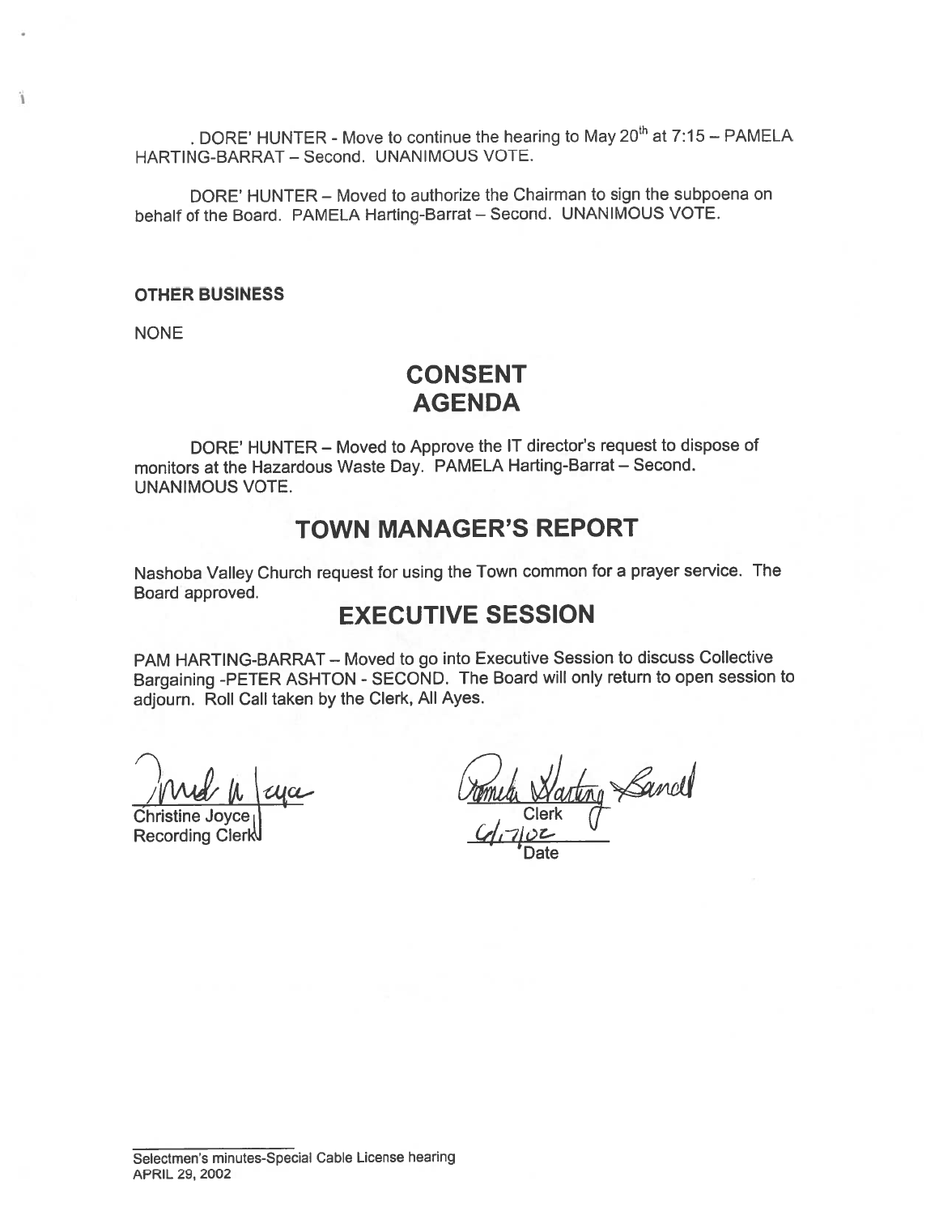. DORE' HUNTER - Move to continue the hearing to May 20th at 7:15 – PAMELA HARTING-BARRAT – Second. UNANIMOUS VOTE.

DORE' HUNTER – Moved to authorize the Chairman to sign the subpoena on behalf of the Board. PAMELA Harting-Barrat – Second. UNANIMOUS VOTE.

**OTHER BUSINESS**

NONE

# CONSENT AGENDA

DORE' HUNTER – Moved to Approve the IT director's request to dispose of monitors at the Hazardous Waste Day. PAMELA Harting-Barrat – Second. UNANIMOUS VOTE.

# TOWN MANAGER'S REPORT

Nashoba Valley Church request for using the Town common for a prayer service. The Board approved.

# EXECUTIVE SESSION

PAM HARTING-BARRAT – Moved to go into Executive Session to discuss Collective Bargaining -PETER ASHTON - SECOND. The Board will only return to open session to adjourn. Roll Call taken by the Clerk, All Ayes.

Christine Joyce
Recording Clerk

Clerk

6/17/02
Date

Selectmen's minutes-Special Cable License hearing
APRIL 29, 2002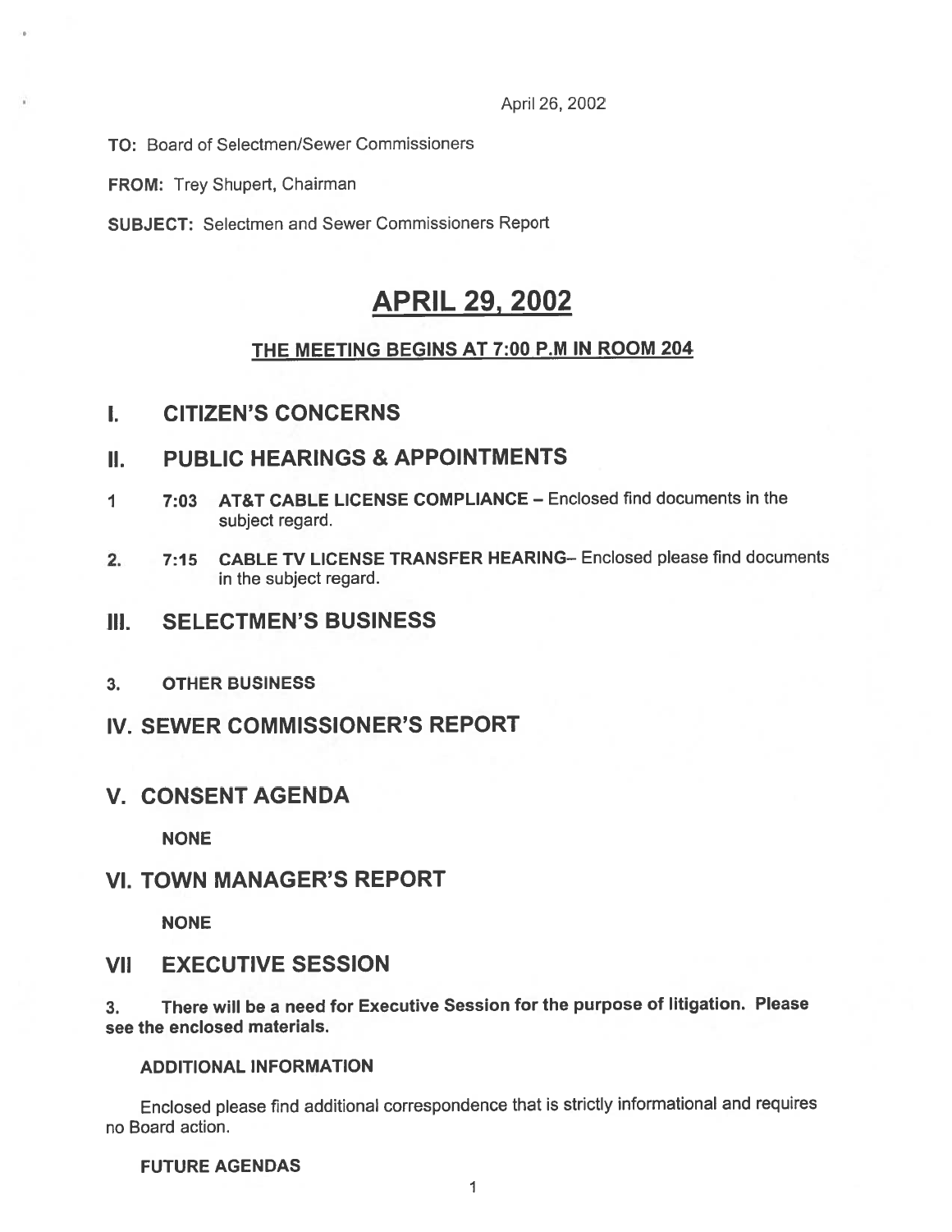April 26, 2002

**TO:** Board of Selectmen/Sewer Commissioners

**FROM:** Trey Shupert, Chairman

**SUBJECT:** Selectmen and Sewer Commissioners Report

# APRIL 29, 2002

## THE MEETING BEGINS AT 7:00 P.M IN ROOM 204

## I. CITIZEN'S CONCERNS

## II. PUBLIC HEARINGS & APPOINTMENTS

1. **7:03 AT&T CABLE LICENSE COMPLIANCE** – Enclosed find documents in the subject regard.

2. **7:15 CABLE TV LICENSE TRANSFER HEARING**– Enclosed please find documents in the subject regard.

## III. SELECTMEN'S BUSINESS

3. **OTHER BUSINESS**

## IV. SEWER COMMISSIONER'S REPORT

## V. CONSENT AGENDA

**NONE**

## VI. TOWN MANAGER'S REPORT

**NONE**

## VII EXECUTIVE SESSION

3. **There will be a need for Executive Session for the purpose of litigation. Please see the enclosed materials.**

**ADDITIONAL INFORMATION**

Enclosed please find additional correspondence that is strictly informational and requires no Board action.

**FUTURE AGENDAS**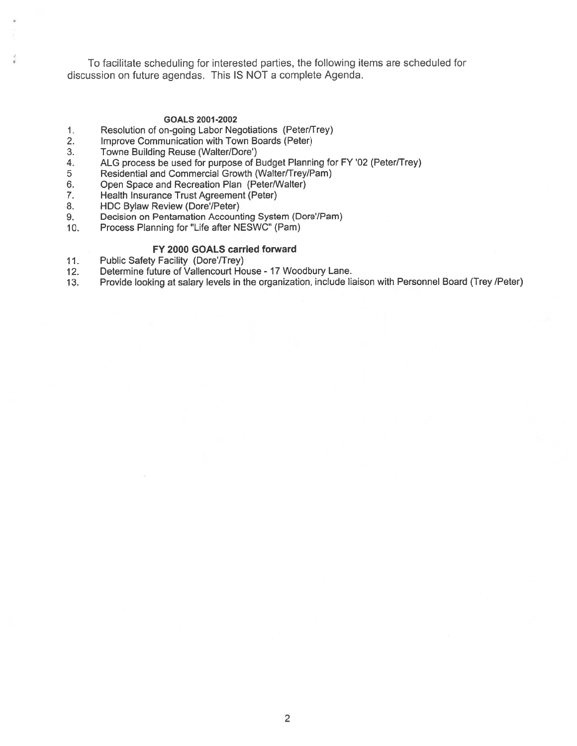To facilitate scheduling for interested parties, the following items are scheduled for discussion on future agendas. This IS NOT a complete Agenda.

**GOALS 2001-2002**

1. Resolution of on-going Labor Negotiations (Peter/Trey)
2. Improve Communication with Town Boards (Peter)
3. Towne Building Reuse (Walter/Dore')
4. ALG process be used for purpose of Budget Planning for FY '02 (Peter/Trey)
5. Residential and Commercial Growth (Walter/Trey/Pam)
6. Open Space and Recreation Plan (Peter/Walter)
7. Health Insurance Trust Agreement (Peter)
8. HDC Bylaw Review (Dore'/Peter)
9. Decision on Pentamation Accounting System (Dore'/Pam)
10. Process Planning for "Life after NESWC" (Pam)

**FY 2000 GOALS carried forward**

11. Public Safety Facility (Dore'/Trey)
12. Determine future of Vallencourt House - 17 Woodbury Lane.
13. Provide looking at salary levels in the organization, include liaison with Personnel Board (Trey /Peter)